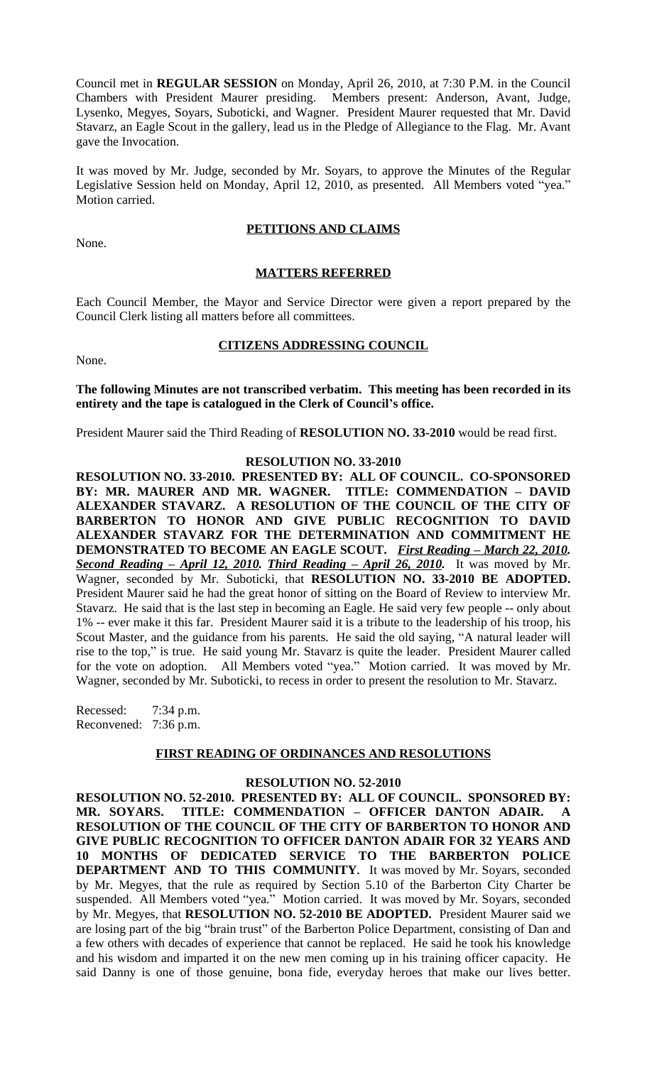Council met in **REGULAR SESSION** on Monday, April 26, 2010, at 7:30 P.M. in the Council Chambers with President Maurer presiding. Members present: Anderson, Avant, Judge, Lysenko, Megyes, Soyars, Suboticki, and Wagner. President Maurer requested that Mr. David Stavarz, an Eagle Scout in the gallery, lead us in the Pledge of Allegiance to the Flag. Mr. Avant gave the Invocation.

It was moved by Mr. Judge, seconded by Mr. Soyars, to approve the Minutes of the Regular Legislative Session held on Monday, April 12, 2010, as presented. All Members voted "yea." Motion carried.

**PETITIONS AND CLAIMS**

None.

**MATTERS REFERRED**

Each Council Member, the Mayor and Service Director were given a report prepared by the Council Clerk listing all matters before all committees.

**CITIZENS ADDRESSING COUNCIL**

None.

**The following Minutes are not transcribed verbatim. This meeting has been recorded in its entirety and the tape is catalogued in the Clerk of Council's office.**

President Maurer said the Third Reading of **RESOLUTION NO. 33-2010** would be read first.

**RESOLUTION NO. 33-2010**

**RESOLUTION NO. 33-2010. PRESENTED BY: ALL OF COUNCIL. CO-SPONSORED BY: MR. MAURER AND MR. WAGNER. TITLE: COMMENDATION – DAVID ALEXANDER STAVARZ. A RESOLUTION OF THE COUNCIL OF THE CITY OF BARBERTON TO HONOR AND GIVE PUBLIC RECOGNITION TO DAVID ALEXANDER STAVARZ FOR THE DETERMINATION AND COMMITMENT HE DEMONSTRATED TO BECOME AN EAGLE SCOUT.** ***First Reading – March 22, 2010. Second Reading – April 12, 2010. Third Reading – April 26, 2010.*** It was moved by Mr. Wagner, seconded by Mr. Suboticki, that **RESOLUTION NO. 33-2010 BE ADOPTED.** President Maurer said he had the great honor of sitting on the Board of Review to interview Mr. Stavarz. He said that is the last step in becoming an Eagle. He said very few people -- only about 1% -- ever make it this far. President Maurer said it is a tribute to the leadership of his troop, his Scout Master, and the guidance from his parents. He said the old saying, "A natural leader will rise to the top," is true. He said young Mr. Stavarz is quite the leader. President Maurer called for the vote on adoption. All Members voted "yea." Motion carried. It was moved by Mr. Wagner, seconded by Mr. Suboticki, to recess in order to present the resolution to Mr. Stavarz.

Recessed: 7:34 p.m.
Reconvened: 7:36 p.m.

**FIRST READING OF ORDINANCES AND RESOLUTIONS**

**RESOLUTION NO. 52-2010**

**RESOLUTION NO. 52-2010. PRESENTED BY: ALL OF COUNCIL. SPONSORED BY: MR. SOYARS. TITLE: COMMENDATION – OFFICER DANTON ADAIR. A RESOLUTION OF THE COUNCIL OF THE CITY OF BARBERTON TO HONOR AND GIVE PUBLIC RECOGNITION TO OFFICER DANTON ADAIR FOR 32 YEARS AND 10 MONTHS OF DEDICATED SERVICE TO THE BARBERTON POLICE DEPARTMENT AND TO THIS COMMUNITY.** It was moved by Mr. Soyars, seconded by Mr. Megyes, that the rule as required by Section 5.10 of the Barberton City Charter be suspended. All Members voted "yea." Motion carried. It was moved by Mr. Soyars, seconded by Mr. Megyes, that **RESOLUTION NO. 52-2010 BE ADOPTED.** President Maurer said we are losing part of the big "brain trust" of the Barberton Police Department, consisting of Dan and a few others with decades of experience that cannot be replaced. He said he took his knowledge and his wisdom and imparted it on the new men coming up in his training officer capacity. He said Danny is one of those genuine, bona fide, everyday heroes that make our lives better.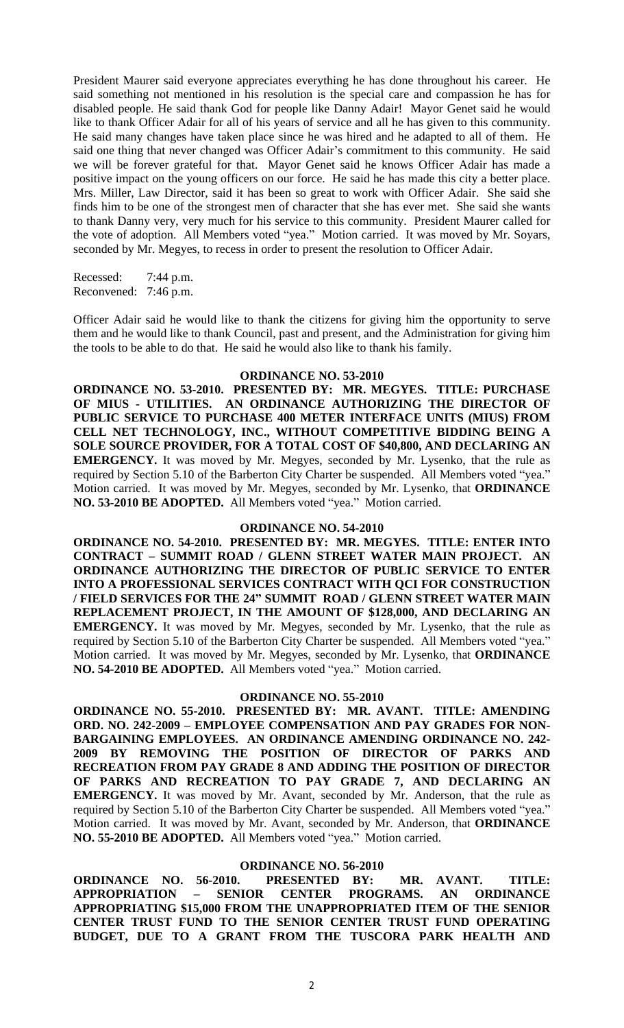President Maurer said everyone appreciates everything he has done throughout his career. He said something not mentioned in his resolution is the special care and compassion he has for disabled people. He said thank God for people like Danny Adair! Mayor Genet said he would like to thank Officer Adair for all of his years of service and all he has given to this community. He said many changes have taken place since he was hired and he adapted to all of them. He said one thing that never changed was Officer Adair's commitment to this community. He said we will be forever grateful for that. Mayor Genet said he knows Officer Adair has made a positive impact on the young officers on our force. He said he has made this city a better place. Mrs. Miller, Law Director, said it has been so great to work with Officer Adair. She said she finds him to be one of the strongest men of character that she has ever met. She said she wants to thank Danny very, very much for his service to this community. President Maurer called for the vote of adoption. All Members voted "yea." Motion carried. It was moved by Mr. Soyars, seconded by Mr. Megyes, to recess in order to present the resolution to Officer Adair.

Recessed: 7:44 p.m.
Reconvened: 7:46 p.m.

Officer Adair said he would like to thank the citizens for giving him the opportunity to serve them and he would like to thank Council, past and present, and the Administration for giving him the tools to be able to do that. He said he would also like to thank his family.

**ORDINANCE NO. 53-2010**

**ORDINANCE NO. 53-2010. PRESENTED BY: MR. MEGYES. TITLE: PURCHASE OF MIUS - UTILITIES. AN ORDINANCE AUTHORIZING THE DIRECTOR OF PUBLIC SERVICE TO PURCHASE 400 METER INTERFACE UNITS (MIUS) FROM CELL NET TECHNOLOGY, INC., WITHOUT COMPETITIVE BIDDING BEING A SOLE SOURCE PROVIDER, FOR A TOTAL COST OF $40,800, AND DECLARING AN EMERGENCY.** It was moved by Mr. Megyes, seconded by Mr. Lysenko, that the rule as required by Section 5.10 of the Barberton City Charter be suspended. All Members voted "yea." Motion carried. It was moved by Mr. Megyes, seconded by Mr. Lysenko, that **ORDINANCE NO. 53-2010 BE ADOPTED.** All Members voted "yea." Motion carried.

**ORDINANCE NO. 54-2010**

**ORDINANCE NO. 54-2010. PRESENTED BY: MR. MEGYES. TITLE: ENTER INTO CONTRACT – SUMMIT ROAD / GLENN STREET WATER MAIN PROJECT. AN ORDINANCE AUTHORIZING THE DIRECTOR OF PUBLIC SERVICE TO ENTER INTO A PROFESSIONAL SERVICES CONTRACT WITH QCI FOR CONSTRUCTION / FIELD SERVICES FOR THE 24" SUMMIT ROAD / GLENN STREET WATER MAIN REPLACEMENT PROJECT, IN THE AMOUNT OF $128,000, AND DECLARING AN EMERGENCY.** It was moved by Mr. Megyes, seconded by Mr. Lysenko, that the rule as required by Section 5.10 of the Barberton City Charter be suspended. All Members voted "yea." Motion carried. It was moved by Mr. Megyes, seconded by Mr. Lysenko, that **ORDINANCE NO. 54-2010 BE ADOPTED.** All Members voted "yea." Motion carried.

**ORDINANCE NO. 55-2010**

**ORDINANCE NO. 55-2010. PRESENTED BY: MR. AVANT. TITLE: AMENDING ORD. NO. 242-2009 – EMPLOYEE COMPENSATION AND PAY GRADES FOR NON-BARGAINING EMPLOYEES. AN ORDINANCE AMENDING ORDINANCE NO. 242-2009 BY REMOVING THE POSITION OF DIRECTOR OF PARKS AND RECREATION FROM PAY GRADE 8 AND ADDING THE POSITION OF DIRECTOR OF PARKS AND RECREATION TO PAY GRADE 7, AND DECLARING AN EMERGENCY.** It was moved by Mr. Avant, seconded by Mr. Anderson, that the rule as required by Section 5.10 of the Barberton City Charter be suspended. All Members voted "yea." Motion carried. It was moved by Mr. Avant, seconded by Mr. Anderson, that **ORDINANCE NO. 55-2010 BE ADOPTED.** All Members voted "yea." Motion carried.

**ORDINANCE NO. 56-2010**

**ORDINANCE NO. 56-2010. PRESENTED BY: MR. AVANT. TITLE: APPROPRIATION – SENIOR CENTER PROGRAMS. AN ORDINANCE APPROPRIATING $15,000 FROM THE UNAPPROPRIATED ITEM OF THE SENIOR CENTER TRUST FUND TO THE SENIOR CENTER TRUST FUND OPERATING BUDGET, DUE TO A GRANT FROM THE TUSCORA PARK HEALTH AND**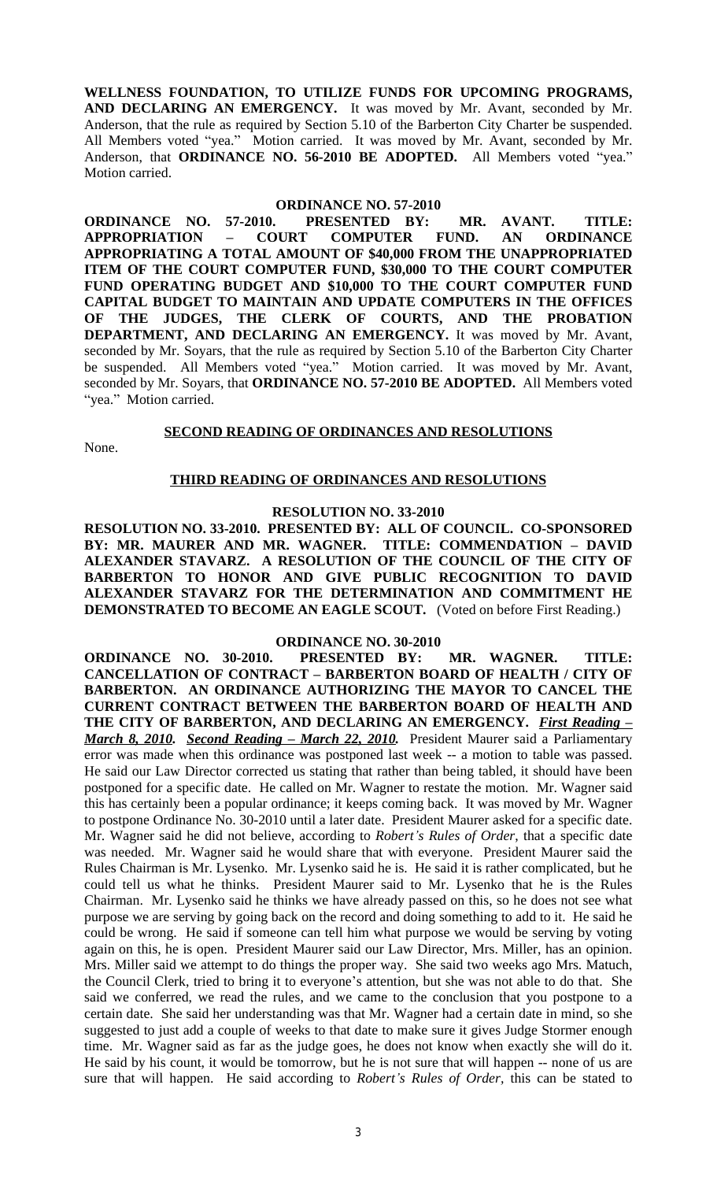**WELLNESS FOUNDATION, TO UTILIZE FUNDS FOR UPCOMING PROGRAMS, AND DECLARING AN EMERGENCY.** It was moved by Mr. Avant, seconded by Mr. Anderson, that the rule as required by Section 5.10 of the Barberton City Charter be suspended. All Members voted "yea." Motion carried. It was moved by Mr. Avant, seconded by Mr. Anderson, that **ORDINANCE NO. 56-2010 BE ADOPTED.** All Members voted "yea." Motion carried.

**ORDINANCE NO. 57-2010**

**ORDINANCE NO. 57-2010. PRESENTED BY: MR. AVANT. TITLE: APPROPRIATION – COURT COMPUTER FUND. AN ORDINANCE APPROPRIATING A TOTAL AMOUNT OF $40,000 FROM THE UNAPPROPRIATED ITEM OF THE COURT COMPUTER FUND, $30,000 TO THE COURT COMPUTER FUND OPERATING BUDGET AND $10,000 TO THE COURT COMPUTER FUND CAPITAL BUDGET TO MAINTAIN AND UPDATE COMPUTERS IN THE OFFICES OF THE JUDGES, THE CLERK OF COURTS, AND THE PROBATION DEPARTMENT, AND DECLARING AN EMERGENCY.** It was moved by Mr. Avant, seconded by Mr. Soyars, that the rule as required by Section 5.10 of the Barberton City Charter be suspended. All Members voted "yea." Motion carried. It was moved by Mr. Avant, seconded by Mr. Soyars, that **ORDINANCE NO. 57-2010 BE ADOPTED.** All Members voted "yea." Motion carried.

**SECOND READING OF ORDINANCES AND RESOLUTIONS**

None.

**THIRD READING OF ORDINANCES AND RESOLUTIONS**

**RESOLUTION NO. 33-2010**

**RESOLUTION NO. 33-2010. PRESENTED BY: ALL OF COUNCIL. CO-SPONSORED BY: MR. MAURER AND MR. WAGNER. TITLE: COMMENDATION – DAVID ALEXANDER STAVARZ. A RESOLUTION OF THE COUNCIL OF THE CITY OF BARBERTON TO HONOR AND GIVE PUBLIC RECOGNITION TO DAVID ALEXANDER STAVARZ FOR THE DETERMINATION AND COMMITMENT HE DEMONSTRATED TO BECOME AN EAGLE SCOUT.** (Voted on before First Reading.)

**ORDINANCE NO. 30-2010**

**ORDINANCE NO. 30-2010. PRESENTED BY: MR. WAGNER. TITLE: CANCELLATION OF CONTRACT – BARBERTON BOARD OF HEALTH / CITY OF BARBERTON. AN ORDINANCE AUTHORIZING THE MAYOR TO CANCEL THE CURRENT CONTRACT BETWEEN THE BARBERTON BOARD OF HEALTH AND THE CITY OF BARBERTON, AND DECLARING AN EMERGENCY.** ***First Reading – March 8, 2010.*** ***Second Reading – March 22, 2010.*** President Maurer said a Parliamentary error was made when this ordinance was postponed last week -- a motion to table was passed. He said our Law Director corrected us stating that rather than being tabled, it should have been postponed for a specific date. He called on Mr. Wagner to restate the motion. Mr. Wagner said this has certainly been a popular ordinance; it keeps coming back. It was moved by Mr. Wagner to postpone Ordinance No. 30-2010 until a later date. President Maurer asked for a specific date. Mr. Wagner said he did not believe, according to *Robert's Rules of Order*, that a specific date was needed. Mr. Wagner said he would share that with everyone. President Maurer said the Rules Chairman is Mr. Lysenko. Mr. Lysenko said he is. He said it is rather complicated, but he could tell us what he thinks. President Maurer said to Mr. Lysenko that he is the Rules Chairman. Mr. Lysenko said he thinks we have already passed on this, so he does not see what purpose we are serving by going back on the record and doing something to add to it. He said he could be wrong. He said if someone can tell him what purpose we would be serving by voting again on this, he is open. President Maurer said our Law Director, Mrs. Miller, has an opinion. Mrs. Miller said we attempt to do things the proper way. She said two weeks ago Mrs. Matuch, the Council Clerk, tried to bring it to everyone's attention, but she was not able to do that. She said we conferred, we read the rules, and we came to the conclusion that you postpone to a certain date. She said her understanding was that Mr. Wagner had a certain date in mind, so she suggested to just add a couple of weeks to that date to make sure it gives Judge Stormer enough time. Mr. Wagner said as far as the judge goes, he does not know when exactly she will do it. He said by his count, it would be tomorrow, but he is not sure that will happen -- none of us are sure that will happen. He said according to *Robert's Rules of Order,* this can be stated to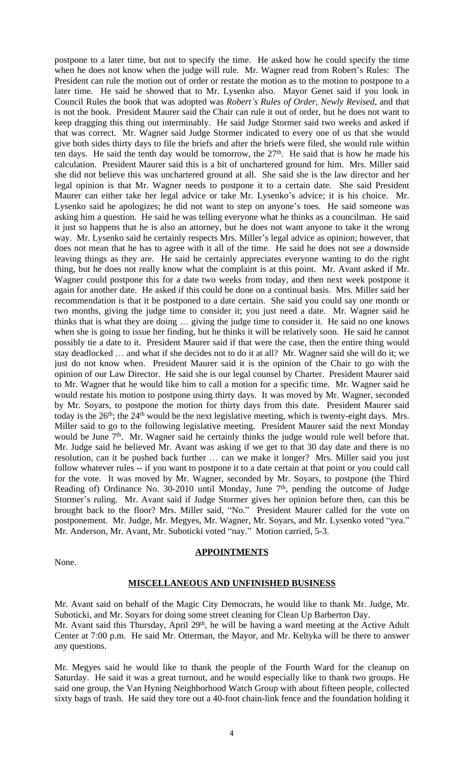postpone to a later time, but not to specify the time. He asked how he could specify the time when he does not know when the judge will rule. Mr. Wagner read from Robert's Rules: The President can rule the motion out of order or restate the motion as to the motion to postpone to a later time. He said he showed that to Mr. Lysenko also. Mayor Genet said if you look in Council Rules the book that was adopted was *Robert's Rules of Order, Newly Revised*, and that is not the book. President Maurer said the Chair can rule it out of order, but he does not want to keep dragging this thing out interminably. He said Judge Stormer said two weeks and asked if that was correct. Mr. Wagner said Judge Stormer indicated to every one of us that she would give both sides thirty days to file the briefs and after the briefs were filed, she would rule within ten days. He said the tenth day would be tomorrow, the 27th. He said that is how he made his calculation. President Maurer said this is a bit of unchartered ground for him. Mrs. Miller said she did not believe this was unchartered ground at all. She said she is the law director and her legal opinion is that Mr. Wagner needs to postpone it to a certain date. She said President Maurer can either take her legal advice or take Mr. Lysenko's advice; it is his choice. Mr. Lysenko said he apologizes; he did not want to step on anyone's toes. He said someone was asking him a question. He said he was telling everyone what he thinks as a councilman. He said it just so happens that he is also an attorney, but he does not want anyone to take it the wrong way. Mr. Lysenko said he certainly respects Mrs. Miller's legal advice as opinion; however, that does not mean that he has to agree with it all of the time. He said he does not see a downside leaving things as they are. He said he certainly appreciates everyone wanting to do the right thing, but he does not really know what the complaint is at this point. Mr. Avant asked if Mr. Wagner could postpone this for a date two weeks from today, and then next week postpone it again for another date. He asked if this could be done on a continual basis. Mrs. Miller said her recommendation is that it be postponed to a date certain. She said you could say one month or two months, giving the judge time to consider it; you just need a date. Mr. Wagner said he thinks that is what they are doing … giving the judge time to consider it. He said no one knows when she is going to issue her finding, but he thinks it will be relatively soon. He said he cannot possibly tie a date to it. President Maurer said if that were the case, then the entire thing would stay deadlocked … and what if she decides not to do it at all? Mr. Wagner said she will do it; we just do not know when. President Maurer said it is the opinion of the Chair to go with the opinion of our Law Director. He said she is our legal counsel by Charter. President Maurer said to Mr. Wagner that he would like him to call a motion for a specific time. Mr. Wagner said he would restate his motion to postpone using thirty days. It was moved by Mr. Wagner, seconded by Mr. Soyars, to postpone the motion for thirty days from this date. President Maurer said today is the 26th; the 24th would be the next legislative meeting, which is twenty-eight days. Mrs. Miller said to go to the following legislative meeting. President Maurer said the next Monday would be June 7th. Mr. Wagner said he certainly thinks the judge would rule well before that. Mr. Judge said he believed Mr. Avant was asking if we get to that 30 day date and there is no resolution, can it be pushed back further … can we make it longer? Mrs. Miller said you just follow whatever rules -- if you want to postpone it to a date certain at that point or you could call for the vote. It was moved by Mr. Wagner, seconded by Mr. Soyars, to postpone (the Third Reading of) Ordinance No. 30-2010 until Monday, June 7th, pending the outcome of Judge Stormer's ruling. Mr. Avant said if Judge Stormer gives her opinion before then, can this be brought back to the floor? Mrs. Miller said, "No." President Maurer called for the vote on postponement. Mr. Judge, Mr. Megyes, Mr. Wagner, Mr. Soyars, and Mr. Lysenko voted "yea." Mr. Anderson, Mr. Avant, Mr. Suboticki voted "nay." Motion carried, 5-3.

## APPOINTMENTS

None.

## MISCELLANEOUS AND UNFINISHED BUSINESS

Mr. Avant said on behalf of the Magic City Democrats, he would like to thank Mr. Judge, Mr. Suboticki, and Mr. Soyars for doing some street cleaning for Clean Up Barberton Day.
Mr. Avant said this Thursday, April 29th, he will be having a ward meeting at the Active Adult Center at 7:00 p.m. He said Mr. Otterman, the Mayor, and Mr. Keltyka will be there to answer any questions.

Mr. Megyes said he would like to thank the people of the Fourth Ward for the cleanup on Saturday. He said it was a great turnout, and he would especially like to thank two groups. He said one group, the Van Hyning Neighborhood Watch Group with about fifteen people, collected sixty bags of trash. He said they tore out a 40-foot chain-link fence and the foundation holding it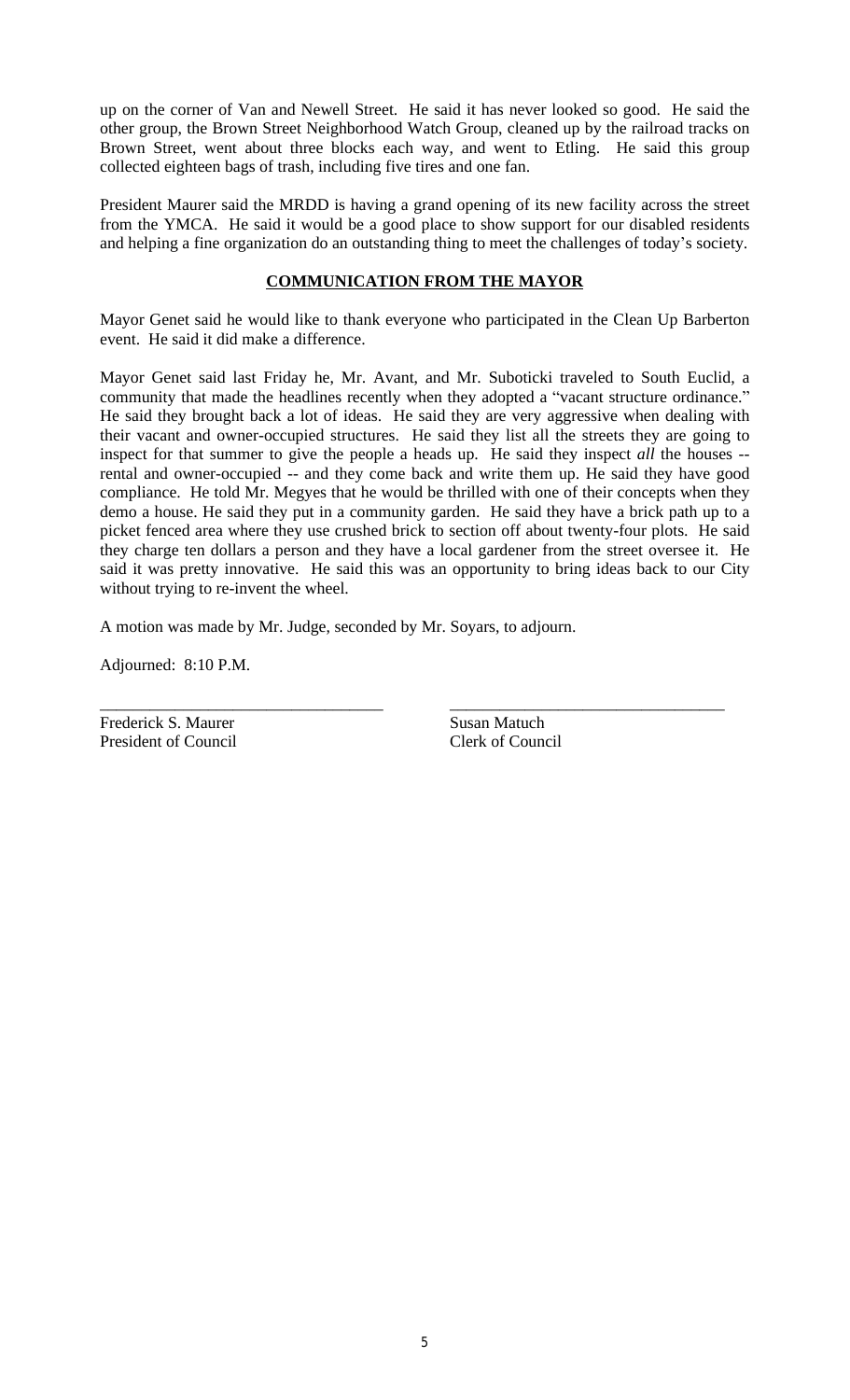up on the corner of Van and Newell Street. He said it has never looked so good. He said the other group, the Brown Street Neighborhood Watch Group, cleaned up by the railroad tracks on Brown Street, went about three blocks each way, and went to Etling. He said this group collected eighteen bags of trash, including five tires and one fan.

President Maurer said the MRDD is having a grand opening of its new facility across the street from the YMCA. He said it would be a good place to show support for our disabled residents and helping a fine organization do an outstanding thing to meet the challenges of today's society.

## COMMUNICATION FROM THE MAYOR

Mayor Genet said he would like to thank everyone who participated in the Clean Up Barberton event. He said it did make a difference.

Mayor Genet said last Friday he, Mr. Avant, and Mr. Suboticki traveled to South Euclid, a community that made the headlines recently when they adopted a "vacant structure ordinance." He said they brought back a lot of ideas. He said they are very aggressive when dealing with their vacant and owner-occupied structures. He said they list all the streets they are going to inspect for that summer to give the people a heads up. He said they inspect *all* the houses -- rental and owner-occupied -- and they come back and write them up. He said they have good compliance. He told Mr. Megyes that he would be thrilled with one of their concepts when they demo a house. He said they put in a community garden. He said they have a brick path up to a picket fenced area where they use crushed brick to section off about twenty-four plots. He said they charge ten dollars a person and they have a local gardener from the street oversee it. He said it was pretty innovative. He said this was an opportunity to bring ideas back to our City without trying to re-invent the wheel.

A motion was made by Mr. Judge, seconded by Mr. Soyars, to adjourn.

Adjourned: 8:10 P.M.

\_\_\_\_\_\_\_\_\_\_\_\_\_\_\_\_\_\_\_\_\_\_\_\_\_\_\_\_\_\_\_\_\_\_ \_\_\_\_\_\_\_\_\_\_\_\_\_\_\_\_\_\_\_\_\_\_\_\_\_\_\_\_\_\_\_\_\_\_

Frederick S. Maurer
President of Council

Susan Matuch
Clerk of Council